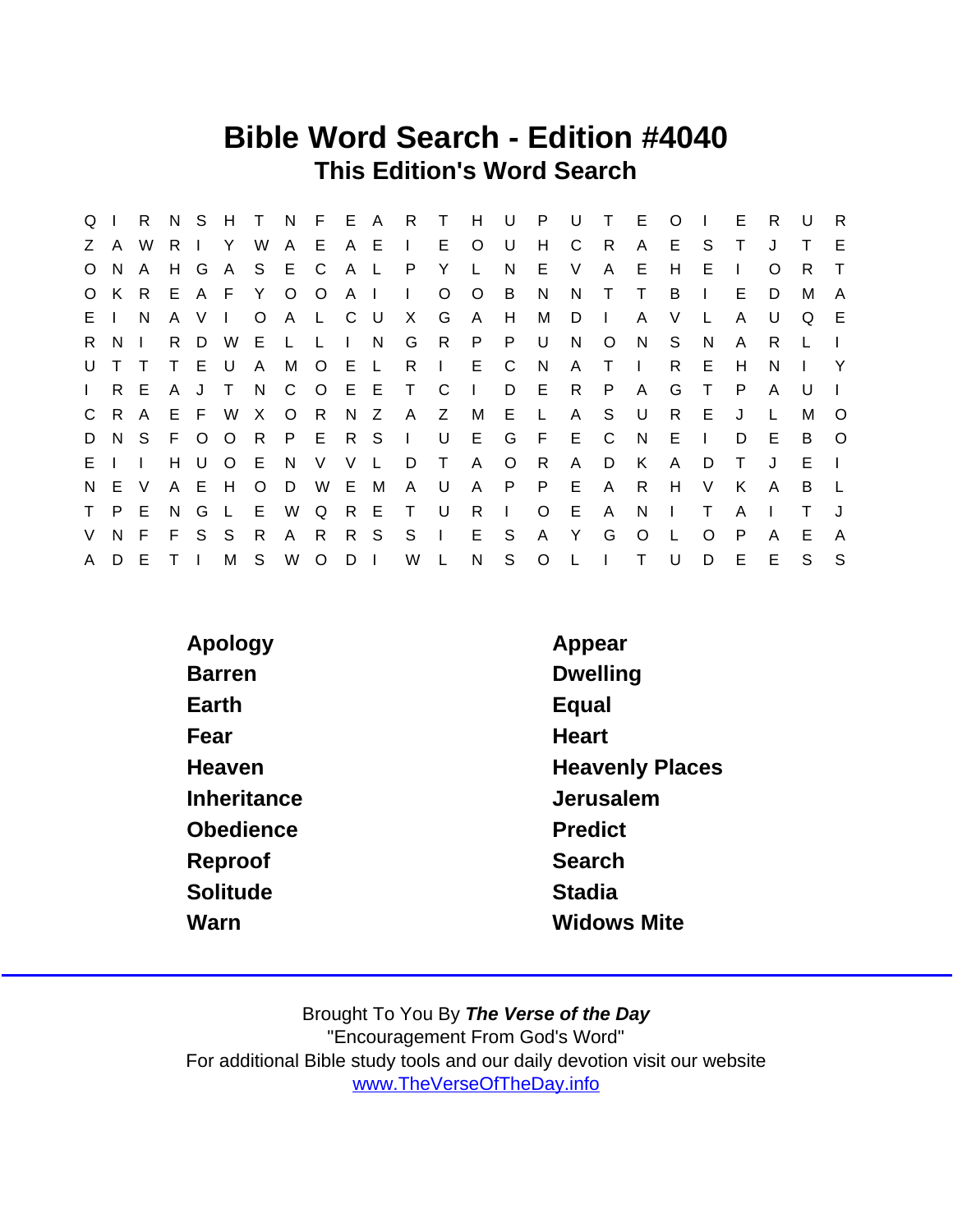# Bible Word Search - Edition #4040

## This Edition's Word Search

```
Q I R N S H T N F E A R T H U P U T E O I E R U R
Z A W R I Y W A E A E I E O U H C R A E S T J T E
O N A H G A S E C A L P Y L N E V A E H E I O R T
O K R E A F Y O O A I I O O B N N T T B I E D M A
E I N A V I O A L C U X G A H M D I A V L A U Q E
R N I R D W E L L I N G R P P U N O N S N A R L I
U T T T E U A M O E L R I E C N A T I R E H N I Y
I R E A J T N C O E E T C I D E R P A G T P A U I
C R A E F W X O R N Z A Z M E L A S U R E J L M O
D N S F O O R P E R S I U E G F E C N E I D E B O
E I I H U O E N V V L D T A O R A D K A D T J E I
N E V A E H O D W E M A U A P P E A R H V K A B L
T P E N G L E W Q R E T U R I O E A N I T A I T J
V N F F S S R A R R S S I E S A Y G O L O P A E A
A D E T I M S W O D I W L N S O L I T U D E E S S
```

| | |
|---|---|
| Apology | Appear |
| Barren | Dwelling |
| Earth | Equal |
| Fear | Heart |
| Heaven | Heavenly Places |
| Inheritance | Jerusalem |
| Obedience | Predict |
| Reproof | Search |
| Solitude | Stadia |
| Warn | Widows Mite |

Brought To You By ***The Verse of the Day***
"Encouragement From God's Word"
For additional Bible study tools and our daily devotion visit our website
www.TheVerseOfTheDay.info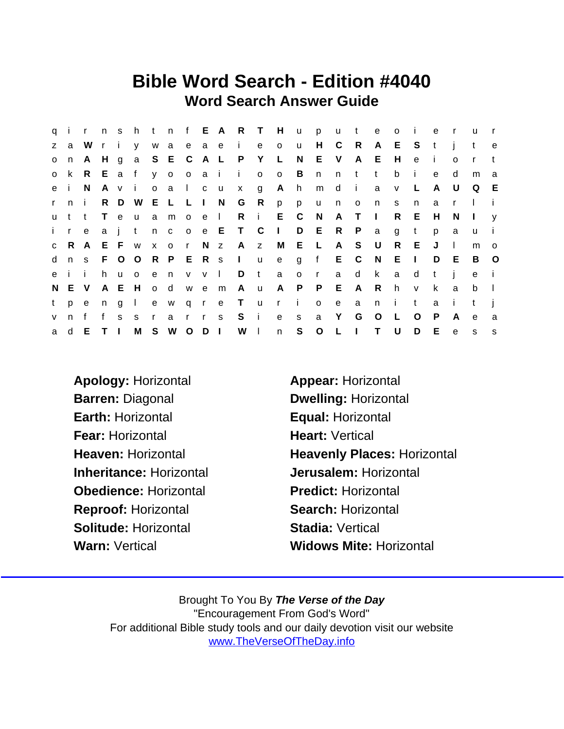# Bible Word Search - Edition #4040

## Word Search Answer Guide

```
q i r n s h t n f E A R T H u p u t e o i e r u r
z a W r i y w a e a e i e o u H C R A E S t j t e
o n A H g a S E C A L P Y L N E V A E H e i o r t
o k R E a f y o o a i i o o B n n t t b i e d m a
e i N A v i o a l c u x g A h m d i a v L A U Q E
r n i R D W E L L I N G R p p u n o n s n a r l i
u t t T e u a m o e l R i E C N A T I R E H N I y
i r e a j t n c o e E T C I D E R P a g t p a u i
c R A E F w x o r N z A z M E L A S U R E J l m o
d n s F O O R P E R s I u e g f E C N E I D E B O
e i i h u o e n v v l D t a o r a d k a d t j e i
N E V A E H o d w e m A u A P P E A R h v k a b l
t p e n g l e w q r e T u r i o e a n i t a i t j
v n f f s s r a r r s S i e s a Y G O L O P A e a
a d E T I M S W O D I W l n S O L I T U D E e s s
```

**Apology:** Horizontal
**Barren:** Diagonal
**Earth:** Horizontal
**Fear:** Horizontal
**Heaven:** Horizontal
**Inheritance:** Horizontal
**Obedience:** Horizontal
**Reproof:** Horizontal
**Solitude:** Horizontal
**Warn:** Vertical

**Appear:** Horizontal
**Dwelling:** Horizontal
**Equal:** Horizontal
**Heart:** Vertical
**Heavenly Places:** Horizontal
**Jerusalem:** Horizontal
**Predict:** Horizontal
**Search:** Horizontal
**Stadia:** Vertical
**Widows Mite:** Horizontal

Brought To You By ***The Verse of the Day***
"Encouragement From God's Word"
For additional Bible study tools and our daily devotion visit our website
www.TheVerseOfTheDay.info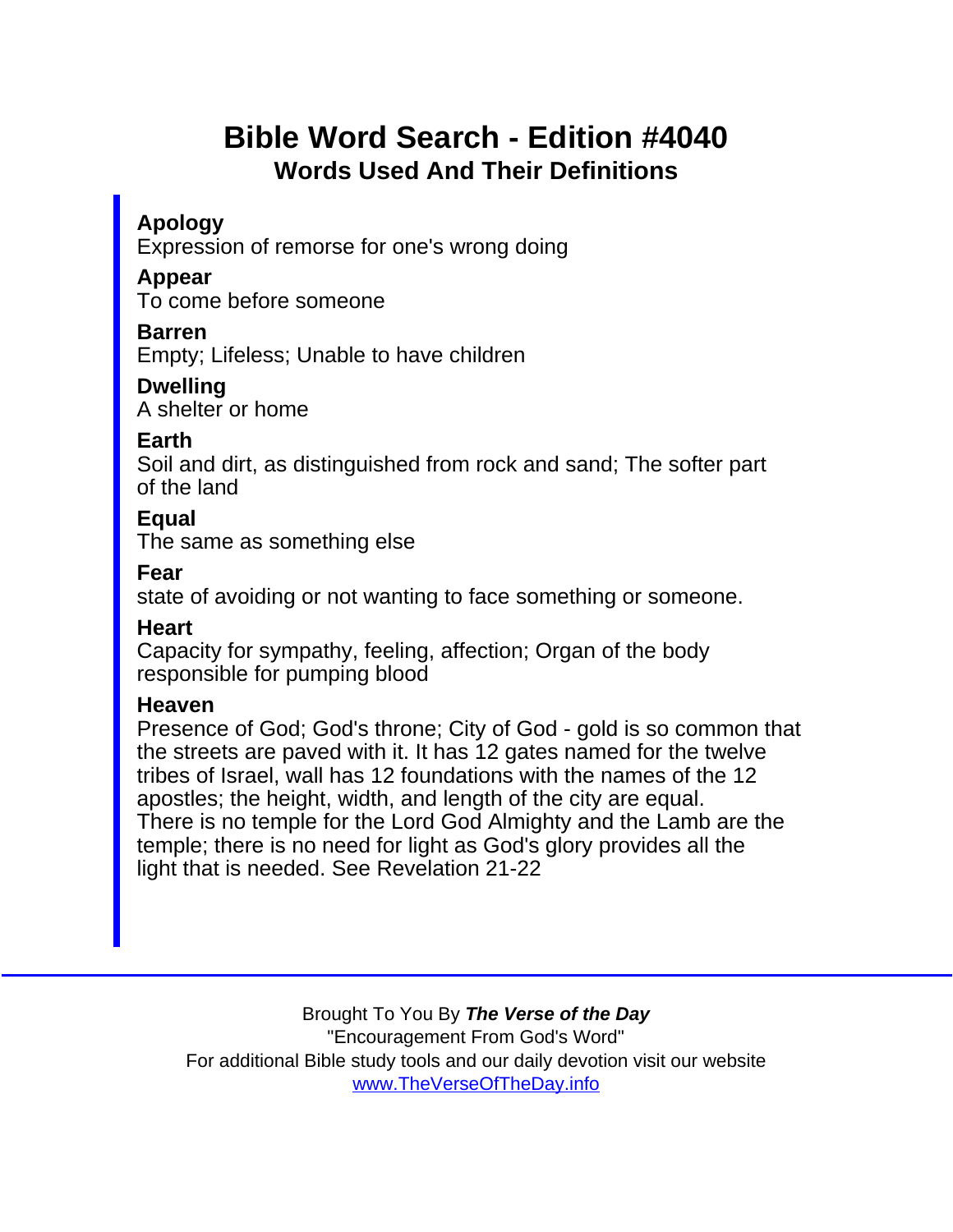# Bible Word Search - Edition #4040

## Words Used And Their Definitions

**Apology**
Expression of remorse for one's wrong doing

**Appear**
To come before someone

**Barren**
Empty; Lifeless; Unable to have children

**Dwelling**
A shelter or home

**Earth**
Soil and dirt, as distinguished from rock and sand; The softer part of the land

**Equal**
The same as something else

**Fear**
state of avoiding or not wanting to face something or someone.

**Heart**
Capacity for sympathy, feeling, affection; Organ of the body responsible for pumping blood

**Heaven**
Presence of God; God's throne; City of God - gold is so common that the streets are paved with it. It has 12 gates named for the twelve tribes of Israel, wall has 12 foundations with the names of the 12 apostles; the height, width, and length of the city are equal. There is no temple for the Lord God Almighty and the Lamb are the temple; there is no need for light as God's glory provides all the light that is needed. See Revelation 21-22

---

Brought To You By ***The Verse of the Day***
"Encouragement From God's Word"
For additional Bible study tools and our daily devotion visit our website
www.TheVerseOfTheDay.info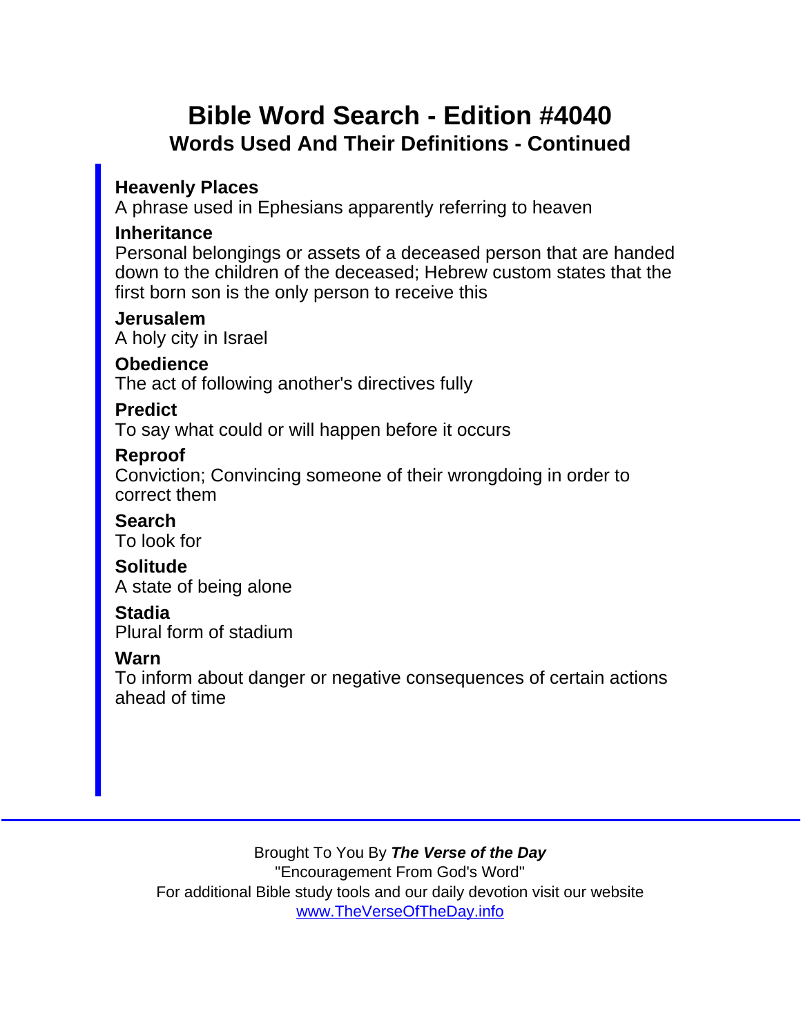# Bible Word Search - Edition #4040

## Words Used And Their Definitions - Continued

**Heavenly Places**
A phrase used in Ephesians apparently referring to heaven

**Inheritance**
Personal belongings or assets of a deceased person that are handed down to the children of the deceased; Hebrew custom states that the first born son is the only person to receive this

**Jerusalem**
A holy city in Israel

**Obedience**
The act of following another's directives fully

**Predict**
To say what could or will happen before it occurs

**Reproof**
Conviction; Convincing someone of their wrongdoing in order to correct them

**Search**
To look for

**Solitude**
A state of being alone

**Stadia**
Plural form of stadium

**Warn**
To inform about danger or negative consequences of certain actions ahead of time

---

Brought To You By ***The Verse of the Day***
"Encouragement From God's Word"
For additional Bible study tools and our daily devotion visit our website
www.TheVerseOfTheDay.info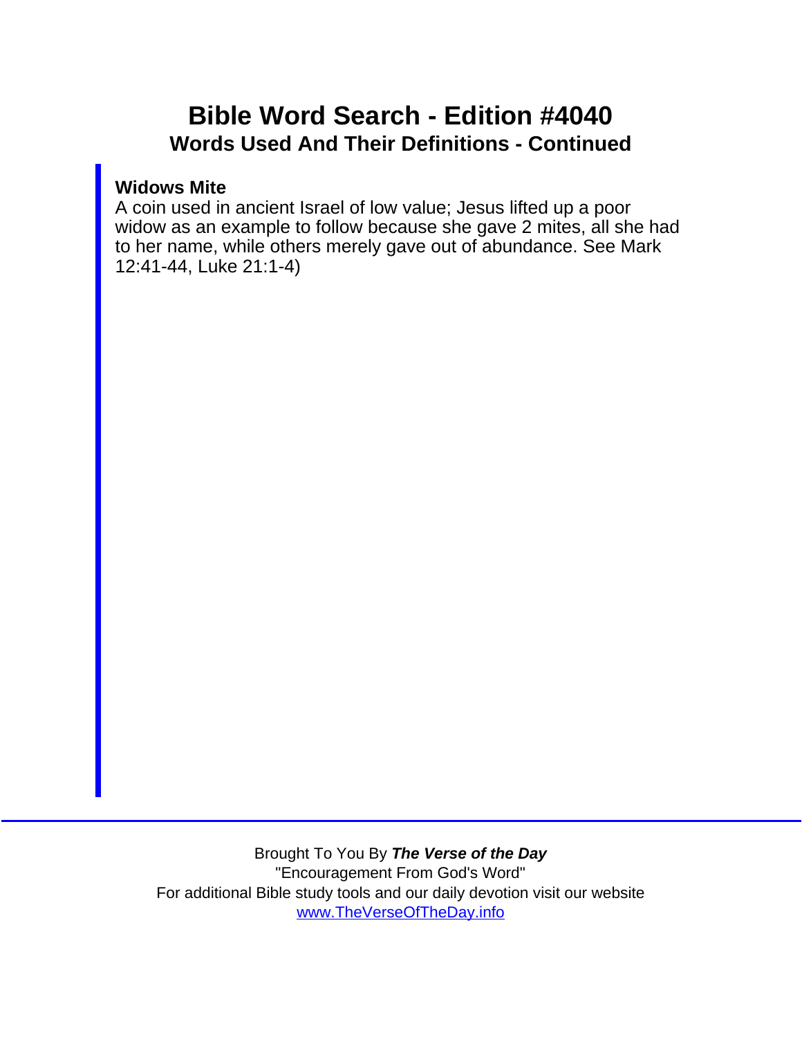# Bible Word Search - Edition #4040

## Words Used And Their Definitions - Continued

**Widows Mite**
A coin used in ancient Israel of low value; Jesus lifted up a poor widow as an example to follow because she gave 2 mites, all she had to her name, while others merely gave out of abundance. See Mark 12:41-44, Luke 21:1-4)

Brought To You By ***The Verse of the Day***
"Encouragement From God's Word"
For additional Bible study tools and our daily devotion visit our website
www.TheVerseOfTheDay.info